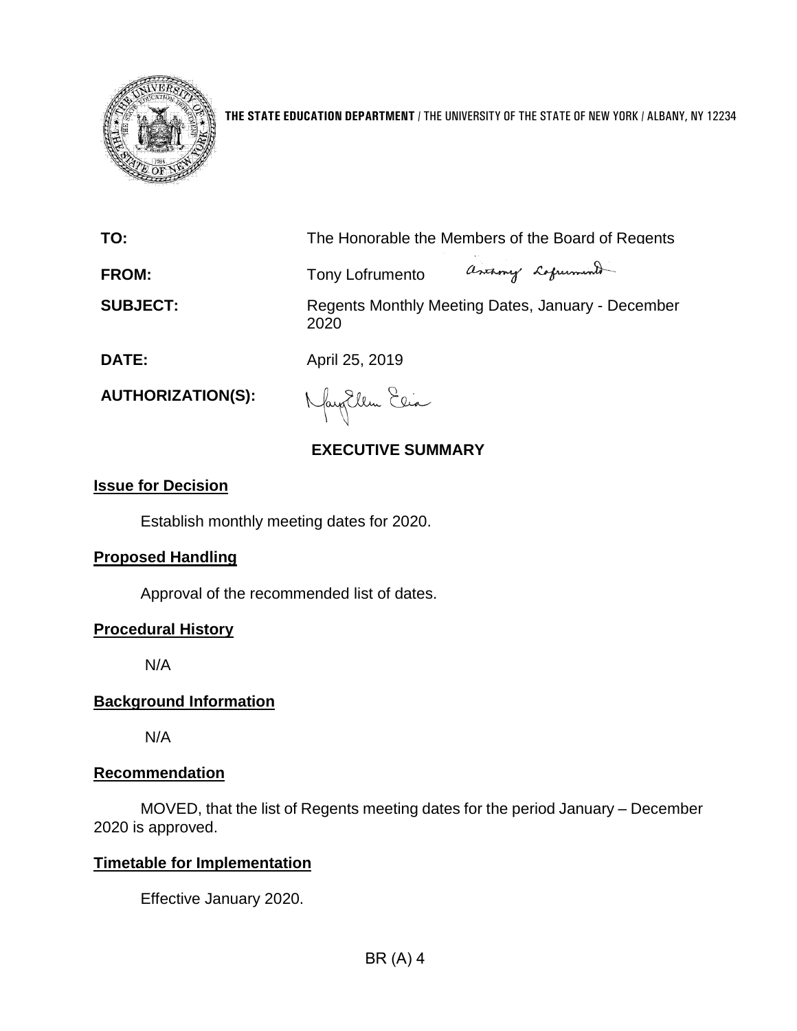**THE STATE EDUCATION DEPARTMENT** / THE UNIVERSITY OF THE STATE OF NEW YORK / ALBANY, NY 12234

| | |
|---|---|
| **TO:** | The Honorable the Members of the Board of Regents |
| **FROM:** | Tony Lofrumento |
| **SUBJECT:** | Regents Monthly Meeting Dates, January - December 2020 |
| **DATE:** | April 25, 2019 |
| **AUTHORIZATION(S):** | |

## EXECUTIVE SUMMARY

### Issue for Decision

Establish monthly meeting dates for 2020.

### Proposed Handling

Approval of the recommended list of dates.

### Procedural History

N/A

### Background Information

N/A

### Recommendation

MOVED, that the list of Regents meeting dates for the period January – December 2020 is approved.

### Timetable for Implementation

Effective January 2020.

BR (A) 4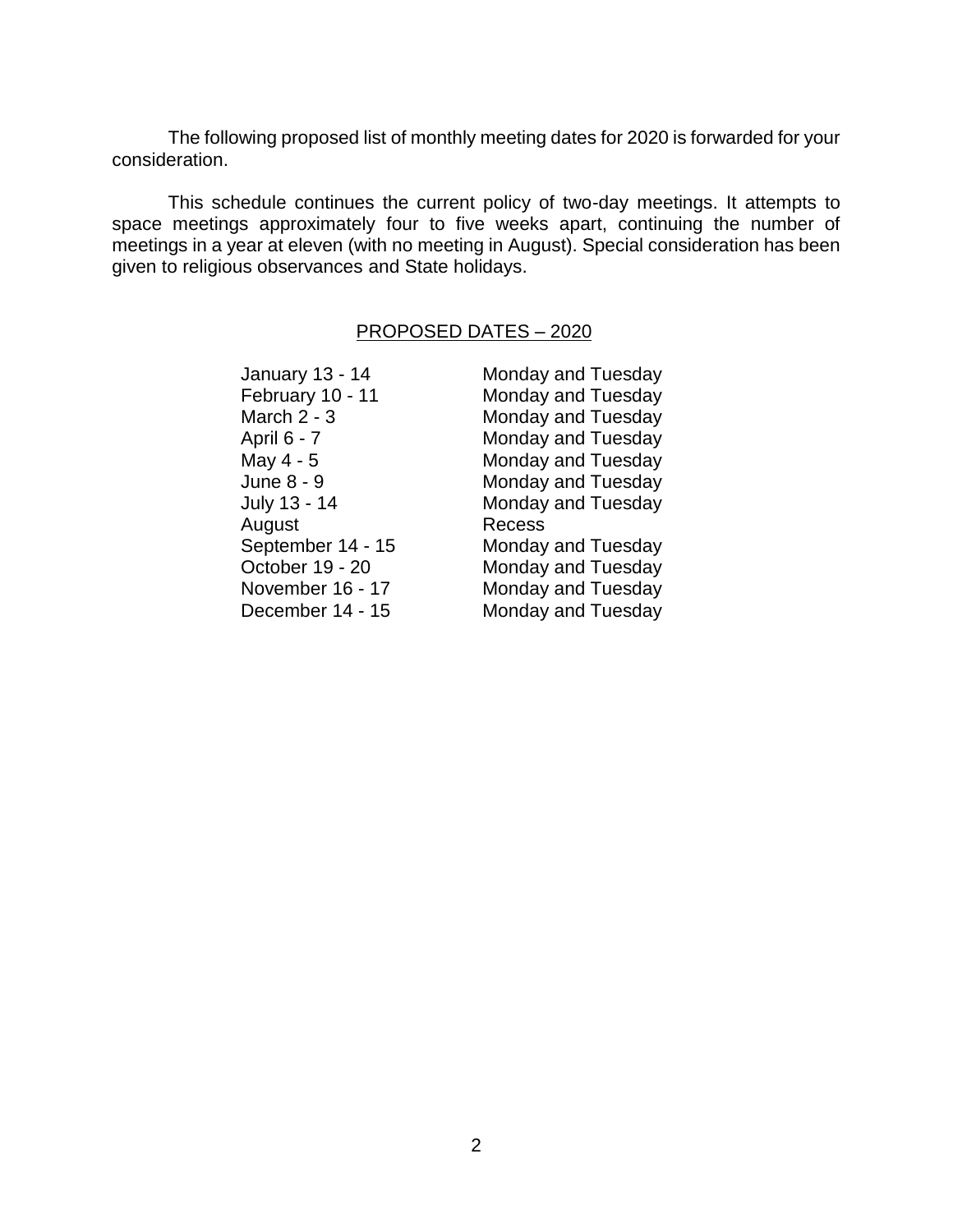The following proposed list of monthly meeting dates for 2020 is forwarded for your consideration.

This schedule continues the current policy of two-day meetings. It attempts to space meetings approximately four to five weeks apart, continuing the number of meetings in a year at eleven (with no meeting in August). Special consideration has been given to religious observances and State holidays.

PROPOSED DATES – 2020

| | |
|---|---|
| January 13 - 14 | Monday and Tuesday |
| February 10 - 11 | Monday and Tuesday |
| March 2 - 3 | Monday and Tuesday |
| April 6 - 7 | Monday and Tuesday |
| May 4 - 5 | Monday and Tuesday |
| June 8 - 9 | Monday and Tuesday |
| July 13 - 14 | Monday and Tuesday |
| August | Recess |
| September 14 - 15 | Monday and Tuesday |
| October 19 - 20 | Monday and Tuesday |
| November 16 - 17 | Monday and Tuesday |
| December 14 - 15 | Monday and Tuesday |